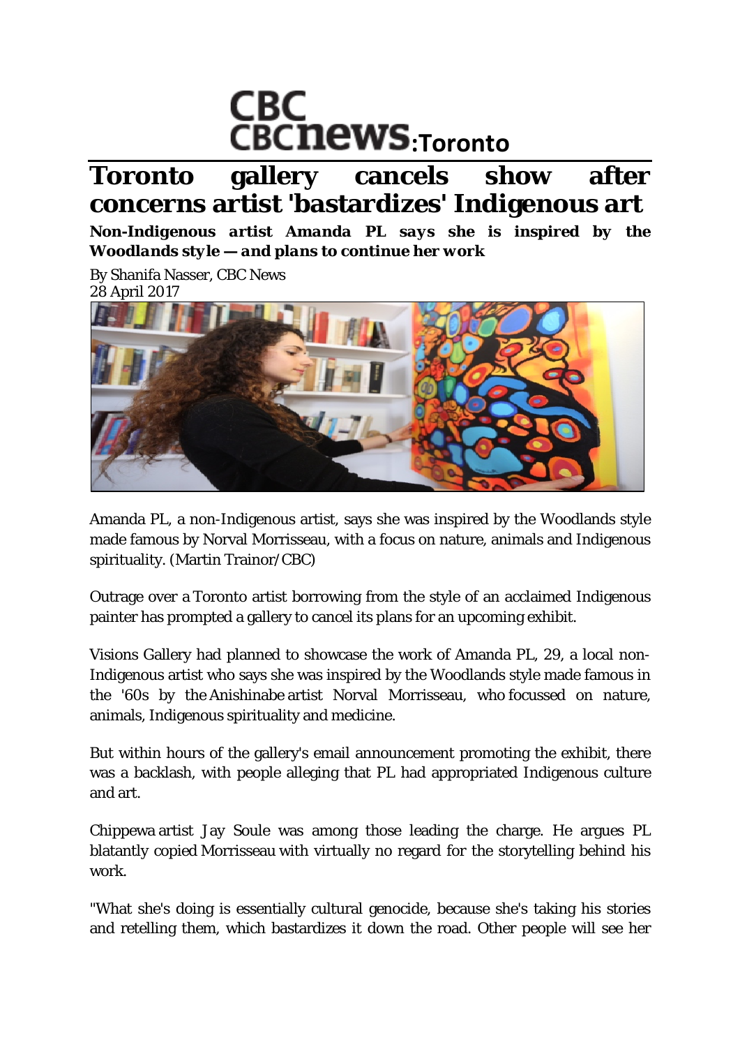CBC news: Toronto

# Toronto gallery cancels show after concerns artist 'bastardizes' Indigenous art

***Non-Indigenous artist Amanda PL says she is inspired by the Woodlands style — and plans to continue her work***

By Shanifa Nasser, CBC News
28 April 2017

Amanda PL, a non-Indigenous artist, says she was inspired by the Woodlands style made famous by Norval Morrisseau, with a focus on nature, animals and Indigenous spirituality. (Martin Trainor/CBC)

Outrage over a Toronto artist borrowing from the style of an acclaimed Indigenous painter has prompted a gallery to cancel its plans for an upcoming exhibit.

Visions Gallery had planned to showcase the work of Amanda PL, 29, a local non-Indigenous artist who says she was inspired by the Woodlands style made famous in the '60s by the Anishinabe artist Norval Morrisseau, who focussed on nature, animals, Indigenous spirituality and medicine.

But within hours of the gallery's email announcement promoting the exhibit, there was a backlash, with people alleging that PL had appropriated Indigenous culture and art.

Chippewa artist Jay Soule was among those leading the charge. He argues PL blatantly copied Morrisseau with virtually no regard for the storytelling behind his work.

"What she's doing is essentially cultural genocide, because she's taking his stories and retelling them, which bastardizes it down the road. Other people will see her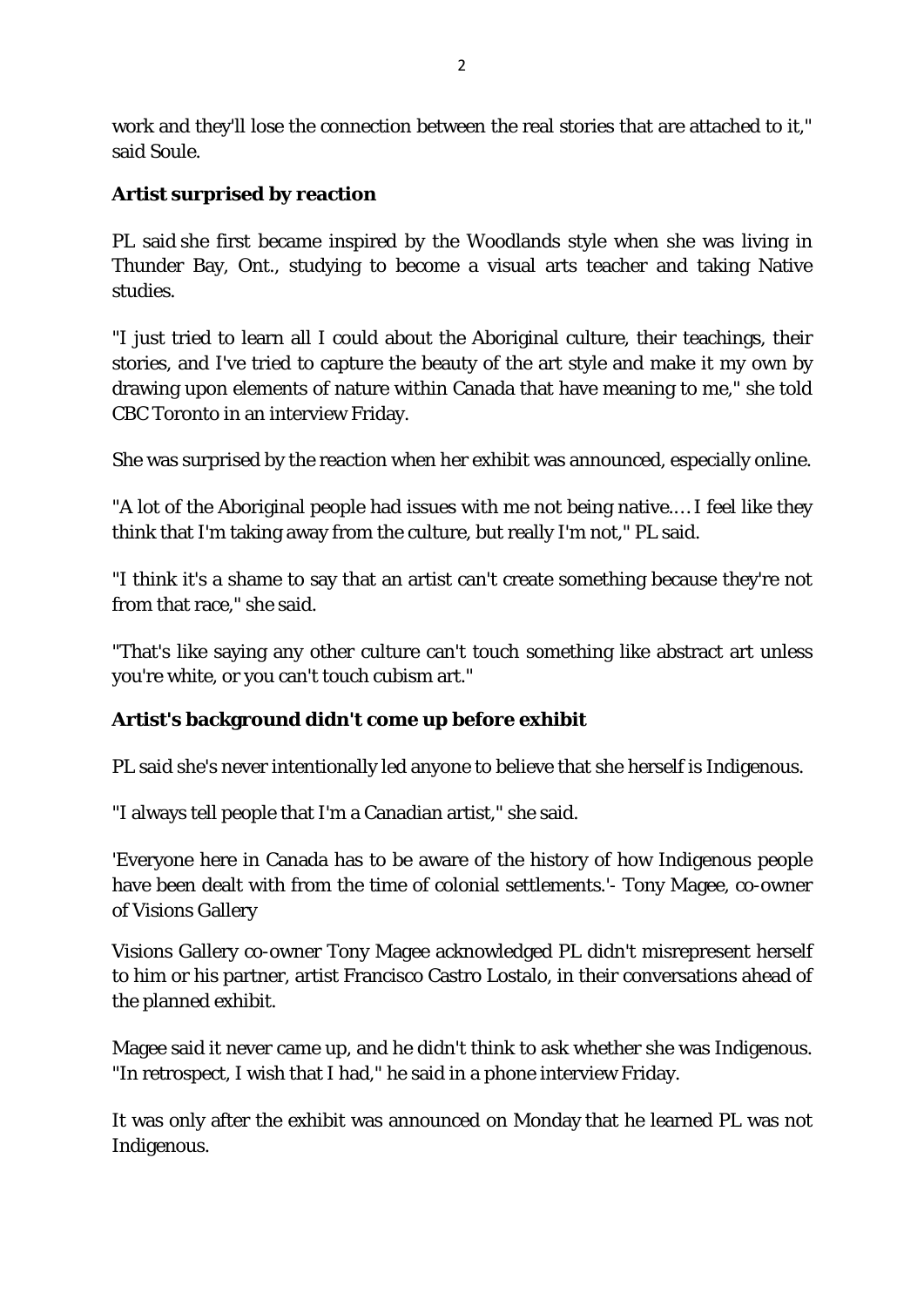work and they'll lose the connection between the real stories that are attached to it," said Soule.

## Artist surprised by reaction

PL said she first became inspired by the Woodlands style when she was living in Thunder Bay, Ont., studying to become a visual arts teacher and taking Native studies.

"I just tried to learn all I could about the Aboriginal culture, their teachings, their stories, and I've tried to capture the beauty of the art style and make it my own by drawing upon elements of nature within Canada that have meaning to me," she told CBC Toronto in an interview Friday.

She was surprised by the reaction when her exhibit was announced, especially online.

"A lot of the Aboriginal people had issues with me not being native.… I feel like they think that I'm taking away from the culture, but really I'm not," PL said.

"I think it's a shame to say that an artist can't create something because they're not from that race," she said.

"That's like saying any other culture can't touch something like abstract art unless you're white, or you can't touch cubism art."

## Artist's background didn't come up before exhibit

PL said she's never intentionally led anyone to believe that she herself is Indigenous.

"I always tell people that I'm a Canadian artist," she said.

'Everyone here in Canada has to be aware of the history of how Indigenous people have been dealt with from the time of colonial settlements.'- Tony Magee, co-owner of Visions Gallery

Visions Gallery co-owner Tony Magee acknowledged PL didn't misrepresent herself to him or his partner, artist Francisco Castro Lostalo, in their conversations ahead of the planned exhibit.

Magee said it never came up, and he didn't think to ask whether she was Indigenous. "In retrospect, I wish that I had," he said in a phone interview Friday.

It was only after the exhibit was announced on Monday that he learned PL was not Indigenous.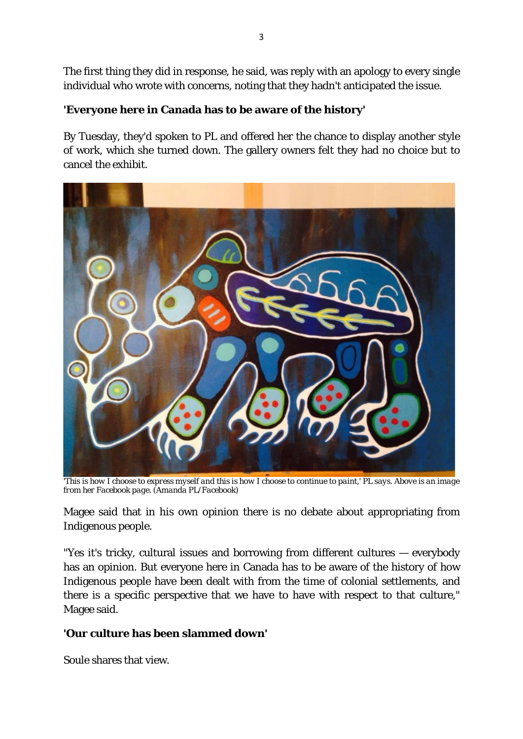The first thing they did in response, he said, was reply with an apology to every single individual who wrote with concerns, noting that they hadn't anticipated the issue.

## 'Everyone here in Canada has to be aware of the history'

By Tuesday, they'd spoken to PL and offered her the chance to display another style of work, which she turned down. The gallery owners felt they had no choice but to cancel the exhibit.

*'This is how I choose to express myself and this is how I choose to continue to paint,' PL says. Above is an image from her Facebook page. (Amanda PL/Facebook)*

Magee said that in his own opinion there is no debate about appropriating from Indigenous people.

"Yes it's tricky, cultural issues and borrowing from different cultures — everybody has an opinion. But everyone here in Canada has to be aware of the history of how Indigenous people have been dealt with from the time of colonial settlements, and there is a specific perspective that we have to have with respect to that culture," Magee said.

## 'Our culture has been slammed down'

Soule shares that view.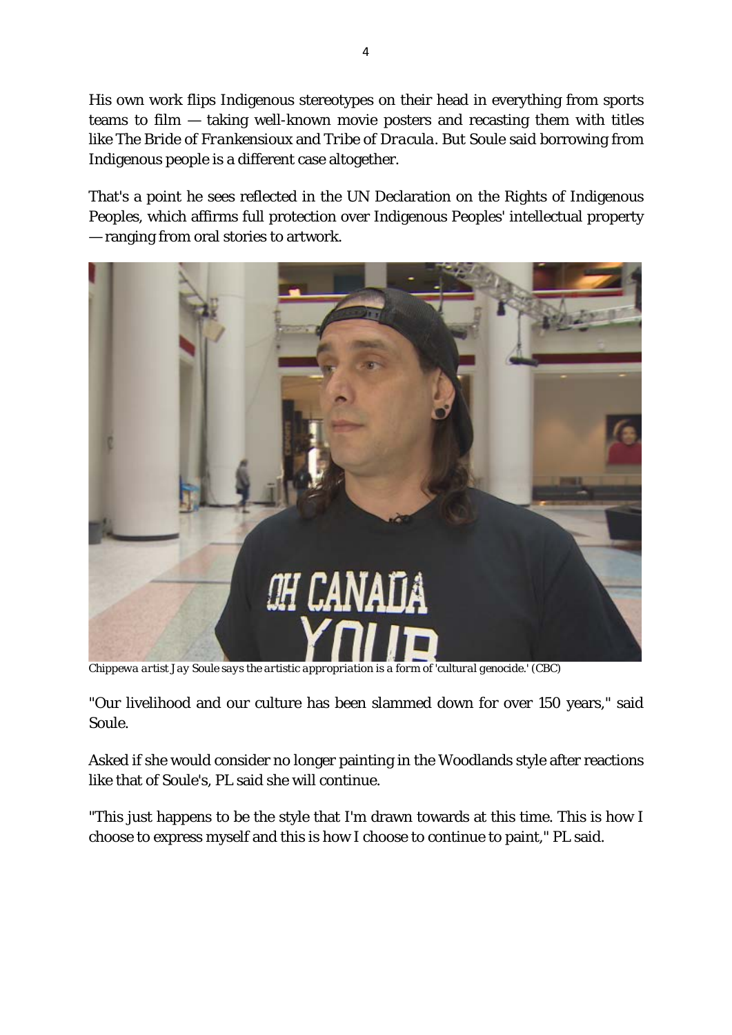His own work flips Indigenous stereotypes on their head in everything from sports teams to film — taking well-known movie posters and recasting them with titles like *The Bride of Frankensioux* and *Tribe of Dracula*. But Soule said borrowing from Indigenous people is a different case altogether.

That's a point he sees reflected in the UN Declaration on the Rights of Indigenous Peoples, which affirms full protection over Indigenous Peoples' intellectual property — ranging from oral stories to artwork.

*Chippewa artist Jay Soule says the artistic appropriation is a form of 'cultural genocide.' (CBC)*

"Our livelihood and our culture has been slammed down for over 150 years," said Soule.

Asked if she would consider no longer painting in the Woodlands style after reactions like that of Soule's, PL said she will continue.

"This just happens to be the style that I'm drawn towards at this time. This is how I choose to express myself and this is how I choose to continue to paint," PL said.